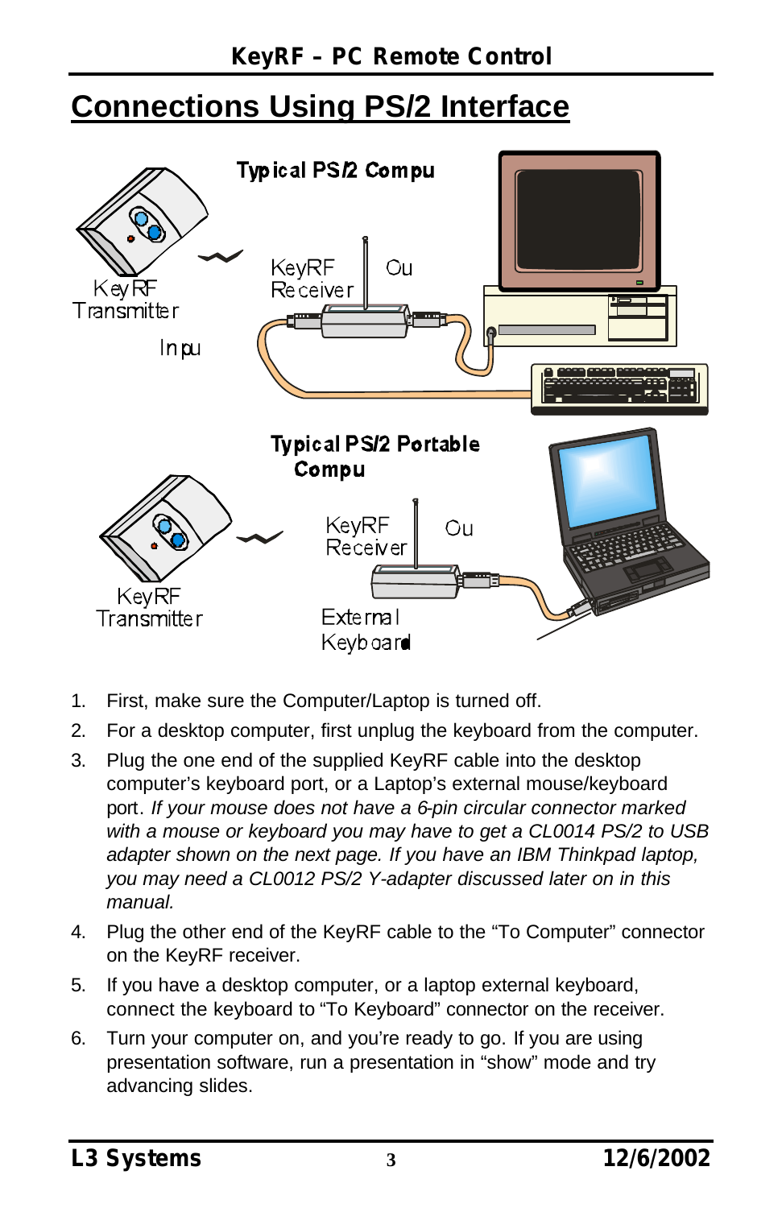# Connections Using PS/2 Interface

1. First, make sure the Computer/Laptop is turned off.
2. For a desktop computer, first unplug the keyboard from the computer.
3. Plug the one end of the supplied KeyRF cable into the desktop computer's keyboard port, or a Laptop's external mouse/keyboard port. *If your mouse does not have a 6-pin circular connector marked with a mouse or keyboard you may have to get a CL0014 PS/2 to USB adapter shown on the next page. If you have an IBM Thinkpad laptop, you may need a CL0012 PS/2 Y-adapter discussed later on in this manual.*
4. Plug the other end of the KeyRF cable to the "To Computer" connector on the KeyRF receiver.
5. If you have a desktop computer, or a laptop external keyboard, connect the keyboard to "To Keyboard" connector on the receiver.
6. Turn your computer on, and you're ready to go. If you are using presentation software, run a presentation in "show" mode and try advancing slides.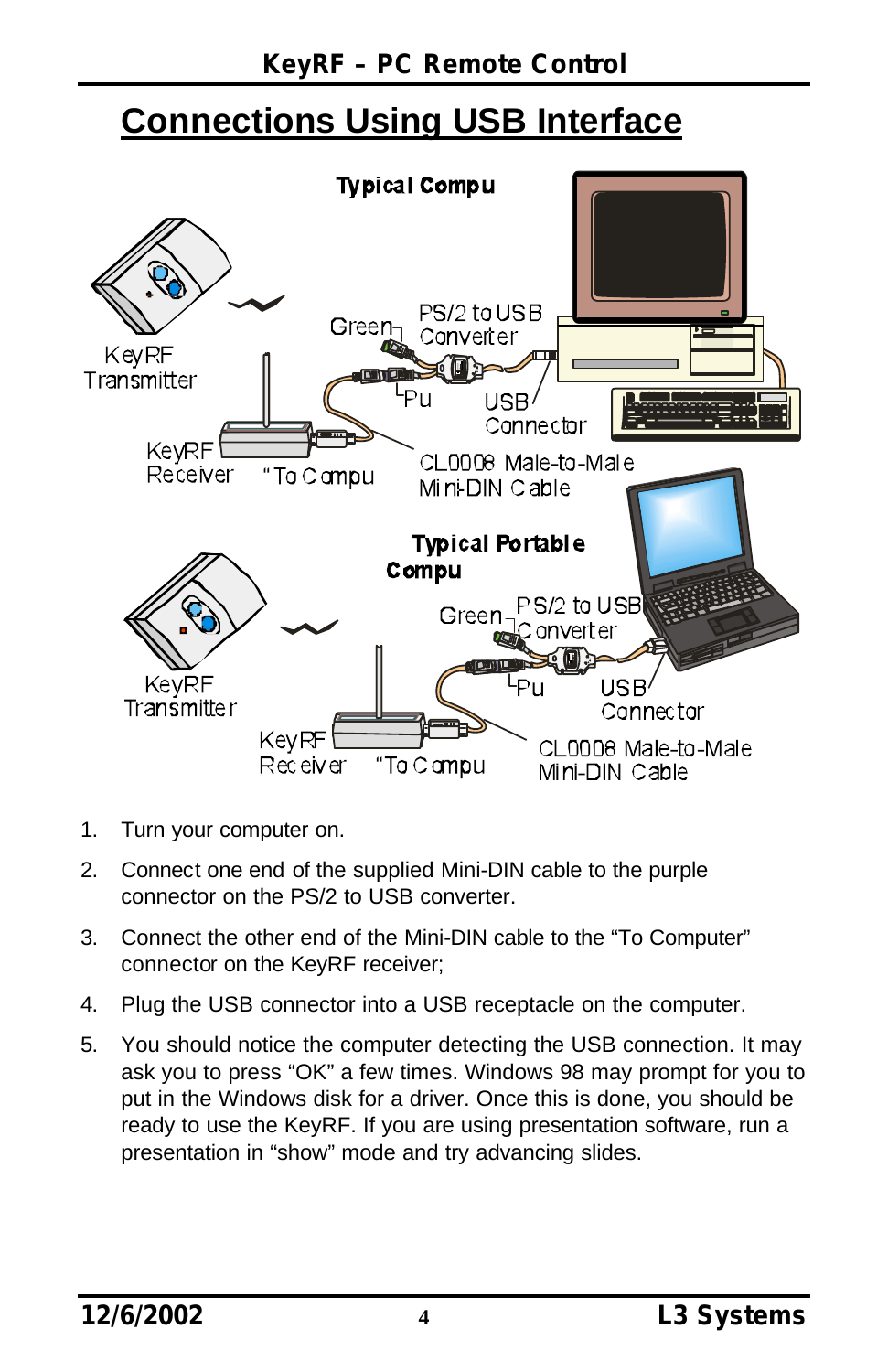# Connections Using USB Interface

Typical Compu

KeyRF Transmitter

Green

PS/2 to USB Converter

Pu

USB Connector

KeyRF Receiver

"To Compu

CL0008 Male-to-Male Mini-DIN Cable

Typical Portable Compu

KeyRF Transmitter

Green

PS/2 to USB Converter

Pu

USB Connector

KeyRF Receiver

"To Compu

CL0008 Male-to-Male Mini-DIN Cable

1. Turn your computer on.
2. Connect one end of the supplied Mini-DIN cable to the purple connector on the PS/2 to USB converter.
3. Connect the other end of the Mini-DIN cable to the "To Computer" connector on the KeyRF receiver;
4. Plug the USB connector into a USB receptacle on the computer.
5. You should notice the computer detecting the USB connection. It may ask you to press "OK" a few times. Windows 98 may prompt for you to put in the Windows disk for a driver. Once this is done, you should be ready to use the KeyRF. If you are using presentation software, run a presentation in "show" mode and try advancing slides.